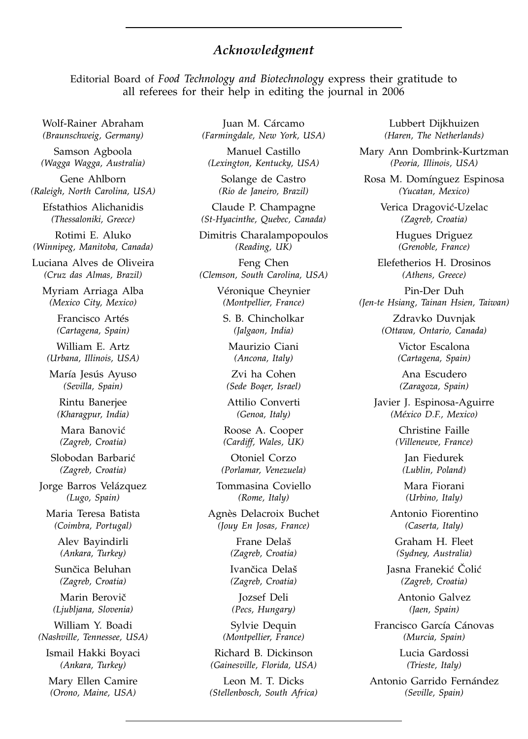## *Acknowledgment*

Editorial Board of *Food Technology and Biotechnology* express their gratitude to all referees for their help in editing the journal in 2006

Wolf-Rainer Abraham
*(Braunschweig, Germany)*

Samson Agboola
*(Wagga Wagga, Australia)*

Gene Ahlborn
*(Raleigh, North Carolina, USA)*

Efstathios Alichanidis
*(Thessaloniki, Greece)*

Rotimi E. Aluko
*(Winnipeg, Manitoba, Canada)*

Luciana Alves de Oliveira
*(Cruz das Almas, Brazil)*

Myriam Arriaga Alba
*(Mexico City, Mexico)*

Francisco Artés
*(Cartagena, Spain)*

William E. Artz
*(Urbana, Illinois, USA)*

María Jesús Ayuso
*(Sevilla, Spain)*

Rintu Banerjee
*(Kharagpur, India)*

Mara Banović
*(Zagreb, Croatia)*

Slobodan Barbarić
*(Zagreb, Croatia)*

Jorge Barros Velázquez
*(Lugo, Spain)*

Maria Teresa Batista
*(Coimbra, Portugal)*

Alev Bayindirli
*(Ankara, Turkey)*

Sunčica Beluhan
*(Zagreb, Croatia)*

Marin Berovič
*(Ljubljana, Slovenia)*

William Y. Boadi
*(Nashville, Tennessee, USA)*

Ismail Hakki Boyaci
*(Ankara, Turkey)*

Mary Ellen Camire
*(Orono, Maine, USA)*

Juan M. Cárcamo
*(Farmingdale, New York, USA)*

Manuel Castillo
*(Lexington, Kentucky, USA)*

Solange de Castro
*(Rio de Janeiro, Brazil)*

Claude P. Champagne
*(St-Hyacinthe, Quebec, Canada)*

Dimitris Charalampopoulos
*(Reading, UK)*

Feng Chen
*(Clemson, South Carolina, USA)*

Véronique Cheynier
*(Montpellier, France)*

S. B. Chincholkar
*(Jalgaon, India)*

Maurizio Ciani
*(Ancona, Italy)*

Zvi ha Cohen
*(Sede Boqer, Israel)*

Attilio Converti
*(Genoa, Italy)*

Roose A. Cooper
*(Cardiff, Wales, UK)*

Otoniel Corzo
*(Porlamar, Venezuela)*

Tommasina Coviello
*(Rome, Italy)*

Agnès Delacroix Buchet
*(Jouy En Josas, France)*

Frane Delaš
*(Zagreb, Croatia)*

Ivančica Delaš
*(Zagreb, Croatia)*

Jozsef Deli
*(Pecs, Hungary)*

Sylvie Dequin
*(Montpellier, France)*

Richard B. Dickinson
*(Gainesville, Florida, USA)*

Leon M. T. Dicks
*(Stellenbosch, South Africa)*

Lubbert Dijkhuizen
*(Haren, The Netherlands)*

Mary Ann Dombrink-Kurtzman
*(Peoria, Illinois, USA)*

Rosa M. Domínguez Espinosa
*(Yucatan, Mexico)*

Verica Dragović-Uzelac
*(Zagreb, Croatia)*

Hugues Driguez
*(Grenoble, France)*

Elefetherios H. Drosinos
*(Athens, Greece)*

Pin-Der Duh
*(Jen-te Hsiang, Tainan Hsien, Taiwan)*

Zdravko Duvnjak
*(Ottawa, Ontario, Canada)*

Victor Escalona
*(Cartagena, Spain)*

Ana Escudero
*(Zaragoza, Spain)*

Javier J. Espinosa-Aguirre
*(México D.F., Mexico)*

Christine Faille
*(Villeneuve, France)*

Jan Fiedurek
*(Lublin, Poland)*

Mara Fiorani
*(Urbino, Italy)*

Antonio Fiorentino
*(Caserta, Italy)*

Graham H. Fleet
*(Sydney, Australia)*

Jasna Franekić Čolić
*(Zagreb, Croatia)*

Antonio Galvez
*(Jaen, Spain)*

Francisco García Cánovas
*(Murcia, Spain)*

Lucia Gardossi
*(Trieste, Italy)*

Antonio Garrido Fernández
*(Seville, Spain)*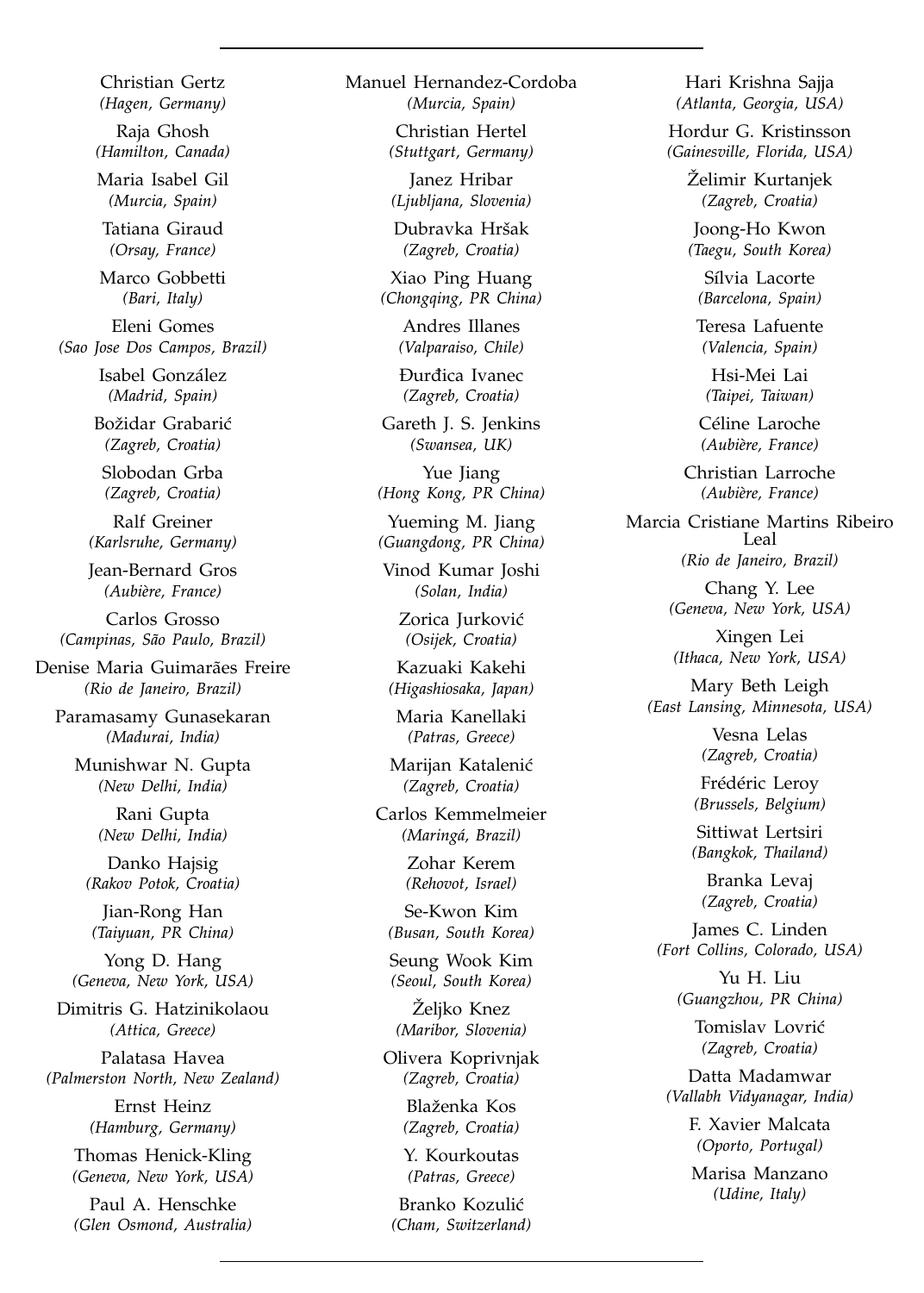Christian Gertz
*(Hagen, Germany)*

Raja Ghosh
*(Hamilton, Canada)*

Maria Isabel Gil
*(Murcia, Spain)*

Tatiana Giraud
*(Orsay, France)*

Marco Gobbetti
*(Bari, Italy)*

Eleni Gomes
*(Sao Jose Dos Campos, Brazil)*

Isabel González
*(Madrid, Spain)*

Božidar Grabarić
*(Zagreb, Croatia)*

Slobodan Grba
*(Zagreb, Croatia)*

Ralf Greiner
*(Karlsruhe, Germany)*

Jean-Bernard Gros
*(Aubière, France)*

Carlos Grosso
*(Campinas, São Paulo, Brazil)*

Denise Maria Guimarães Freire
*(Rio de Janeiro, Brazil)*

Paramasamy Gunasekaran
*(Madurai, India)*

Munishwar N. Gupta
*(New Delhi, India)*

Rani Gupta
*(New Delhi, India)*

Danko Hajsig
*(Rakov Potok, Croatia)*

Jian-Rong Han
*(Taiyuan, PR China)*

Yong D. Hang
*(Geneva, New York, USA)*

Dimitris G. Hatzinikolaou
*(Attica, Greece)*

Palatasa Havea
*(Palmerston North, New Zealand)*

Ernst Heinz
*(Hamburg, Germany)*

Thomas Henick-Kling
*(Geneva, New York, USA)*

Paul A. Henschke
*(Glen Osmond, Australia)*

Manuel Hernandez-Cordoba
*(Murcia, Spain)*

Christian Hertel
*(Stuttgart, Germany)*

Janez Hribar
*(Ljubljana, Slovenia)*

Dubravka Hršak
*(Zagreb, Croatia)*

Xiao Ping Huang
*(Chongqing, PR China)*

Andres Illanes
*(Valparaiso, Chile)*

Đurđica Ivanec
*(Zagreb, Croatia)*

Gareth J. S. Jenkins
*(Swansea, UK)*

Yue Jiang
*(Hong Kong, PR China)*

Yueming M. Jiang
*(Guangdong, PR China)*

Vinod Kumar Joshi
*(Solan, India)*

Zorica Jurković
*(Osijek, Croatia)*

Kazuaki Kakehi
*(Higashiosaka, Japan)*

Maria Kanellaki
*(Patras, Greece)*

Marijan Katalenić
*(Zagreb, Croatia)*

Carlos Kemmelmeier
*(Maringá, Brazil)*

Zohar Kerem
*(Rehovot, Israel)*

Se-Kwon Kim
*(Busan, South Korea)*

Seung Wook Kim
*(Seoul, South Korea)*

Željko Knez
*(Maribor, Slovenia)*

Olivera Koprivnjak
*(Zagreb, Croatia)*

Blaženka Kos
*(Zagreb, Croatia)*

Y. Kourkoutas
*(Patras, Greece)*

Branko Kozulić
*(Cham, Switzerland)*

Hari Krishna Sajja
*(Atlanta, Georgia, USA)*

Hordur G. Kristinsson
*(Gainesville, Florida, USA)*

Želimir Kurtanjek
*(Zagreb, Croatia)*

Joong-Ho Kwon
*(Taegu, South Korea)*

Sílvia Lacorte
*(Barcelona, Spain)*

Teresa Lafuente
*(Valencia, Spain)*

Hsi-Mei Lai
*(Taipei, Taiwan)*

Céline Laroche
*(Aubière, France)*

Christian Larroche
*(Aubière, France)*

Marcia Cristiane Martins Ribeiro Leal
*(Rio de Janeiro, Brazil)*

Chang Y. Lee
*(Geneva, New York, USA)*

Xingen Lei
*(Ithaca, New York, USA)*

Mary Beth Leigh
*(East Lansing, Minnesota, USA)*

Vesna Lelas
*(Zagreb, Croatia)*

Frédéric Leroy
*(Brussels, Belgium)*

Sittiwat Lertsiri
*(Bangkok, Thailand)*

Branka Levaj
*(Zagreb, Croatia)*

James C. Linden
*(Fort Collins, Colorado, USA)*

Yu H. Liu
*(Guangzhou, PR China)*

Tomislav Lovrić
*(Zagreb, Croatia)*

Datta Madamwar
*(Vallabh Vidyanagar, India)*

F. Xavier Malcata
*(Oporto, Portugal)*

Marisa Manzano
*(Udine, Italy)*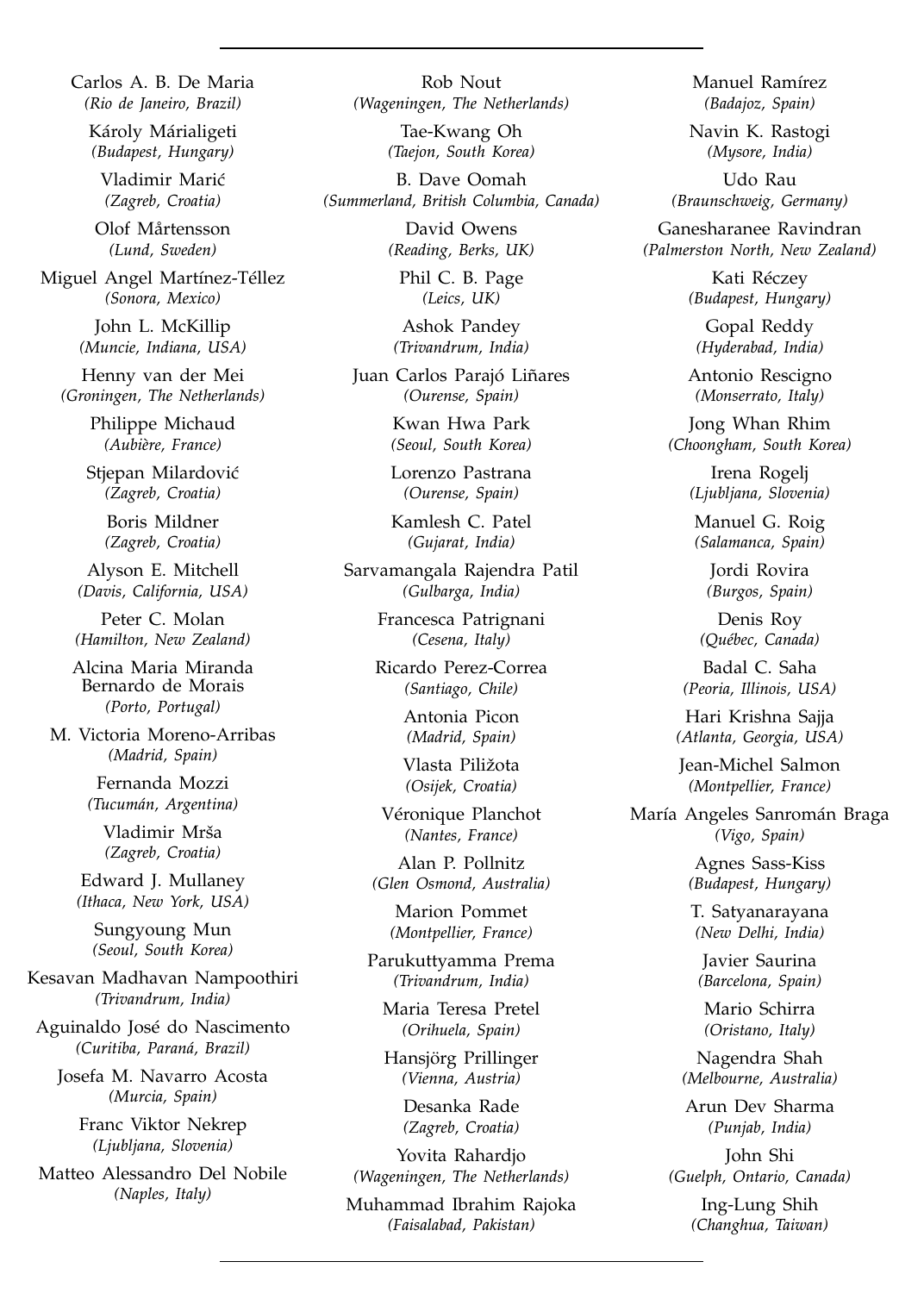Carlos A. B. De Maria
*(Rio de Janeiro, Brazil)*

Károly Márialigeti
*(Budapest, Hungary)*

Vladimir Marić
*(Zagreb, Croatia)*

Olof Mårtensson
*(Lund, Sweden)*

Miguel Angel Martínez-Téllez
*(Sonora, Mexico)*

John L. McKillip
*(Muncie, Indiana, USA)*

Henny van der Mei
*(Groningen, The Netherlands)*

Philippe Michaud
*(Aubière, France)*

Stjepan Milardović
*(Zagreb, Croatia)*

Boris Mildner
*(Zagreb, Croatia)*

Alyson E. Mitchell
*(Davis, California, USA)*

Peter C. Molan
*(Hamilton, New Zealand)*

Alcina Maria Miranda Bernardo de Morais
*(Porto, Portugal)*

M. Victoria Moreno-Arribas
*(Madrid, Spain)*

Fernanda Mozzi
*(Tucumán, Argentina)*

Vladimir Mrša
*(Zagreb, Croatia)*

Edward J. Mullaney
*(Ithaca, New York, USA)*

Sungyoung Mun
*(Seoul, South Korea)*

Kesavan Madhavan Nampoothiri
*(Trivandrum, India)*

Aguinaldo José do Nascimento
*(Curitiba, Paraná, Brazil)*

Josefa M. Navarro Acosta
*(Murcia, Spain)*

Franc Viktor Nekrep
*(Ljubljana, Slovenia)*

Matteo Alessandro Del Nobile
*(Naples, Italy)*

Rob Nout
*(Wageningen, The Netherlands)*

Tae-Kwang Oh
*(Taejon, South Korea)*

B. Dave Oomah
*(Summerland, British Columbia, Canada)*

David Owens
*(Reading, Berks, UK)*

Phil C. B. Page
*(Leics, UK)*

Ashok Pandey
*(Trivandrum, India)*

Juan Carlos Parajó Liñares
*(Ourense, Spain)*

Kwan Hwa Park
*(Seoul, South Korea)*

Lorenzo Pastrana
*(Ourense, Spain)*

Kamlesh C. Patel
*(Gujarat, India)*

Sarvamangala Rajendra Patil
*(Gulbarga, India)*

Francesca Patrignani
*(Cesena, Italy)*

Ricardo Perez-Correa
*(Santiago, Chile)*

Antonia Picon
*(Madrid, Spain)*

Vlasta Piližota
*(Osijek, Croatia)*

Véronique Planchot
*(Nantes, France)*

Alan P. Pollnitz
*(Glen Osmond, Australia)*

Marion Pommet
*(Montpellier, France)*

Parukuttyamma Prema
*(Trivandrum, India)*

Maria Teresa Pretel
*(Orihuela, Spain)*

Hansjörg Prillinger
*(Vienna, Austria)*

Desanka Rade
*(Zagreb, Croatia)*

Yovita Rahardjo
*(Wageningen, The Netherlands)*

Muhammad Ibrahim Rajoka
*(Faisalabad, Pakistan)*

Manuel Ramírez
*(Badajoz, Spain)*

Navin K. Rastogi
*(Mysore, India)*

Udo Rau
*(Braunschweig, Germany)*

Ganesharanee Ravindran
*(Palmerston North, New Zealand)*

Kati Réczey
*(Budapest, Hungary)*

Gopal Reddy
*(Hyderabad, India)*

Antonio Rescigno
*(Monserrato, Italy)*

Jong Whan Rhim
*(Choongham, South Korea)*

Irena Rogelj
*(Ljubljana, Slovenia)*

Manuel G. Roig
*(Salamanca, Spain)*

Jordi Rovira
*(Burgos, Spain)*

Denis Roy
*(Québec, Canada)*

Badal C. Saha
*(Peoria, Illinois, USA)*

Hari Krishna Sajja
*(Atlanta, Georgia, USA)*

Jean-Michel Salmon
*(Montpellier, France)*

María Angeles Sanromán Braga
*(Vigo, Spain)*

Agnes Sass-Kiss
*(Budapest, Hungary)*

T. Satyanarayana
*(New Delhi, India)*

Javier Saurina
*(Barcelona, Spain)*

Mario Schirra
*(Oristano, Italy)*

Nagendra Shah
*(Melbourne, Australia)*

Arun Dev Sharma
*(Punjab, India)*

John Shi
*(Guelph, Ontario, Canada)*

Ing-Lung Shih
*(Changhua, Taiwan)*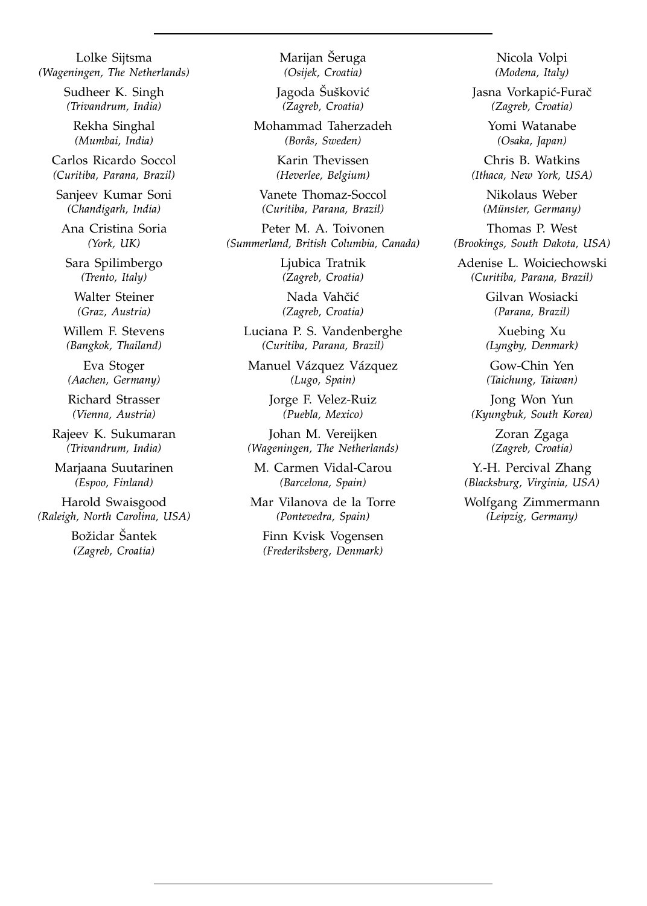Lolke Sijtsma
*(Wageningen, The Netherlands)*

Sudheer K. Singh
*(Trivandrum, India)*

Rekha Singhal
*(Mumbai, India)*

Carlos Ricardo Soccol
*(Curitiba, Parana, Brazil)*

Sanjeev Kumar Soni
*(Chandigarh, India)*

Ana Cristina Soria
*(York, UK)*

Sara Spilimbergo
*(Trento, Italy)*

Walter Steiner
*(Graz, Austria)*

Willem F. Stevens
*(Bangkok, Thailand)*

Eva Stoger
*(Aachen, Germany)*

Richard Strasser
*(Vienna, Austria)*

Rajeev K. Sukumaran
*(Trivandrum, India)*

Marjaana Suutarinen
*(Espoo, Finland)*

Harold Swaisgood
*(Raleigh, North Carolina, USA)*

Božidar Šantek
*(Zagreb, Croatia)*

Marijan Šeruga
*(Osijek, Croatia)*

Jagoda Šušković
*(Zagreb, Croatia)*

Mohammad Taherzadeh
*(Borås, Sweden)*

Karin Thevissen
*(Heverlee, Belgium)*

Vanete Thomaz-Soccol
*(Curitiba, Parana, Brazil)*

Peter M. A. Toivonen
*(Summerland, British Columbia, Canada)*

Ljubica Tratnik
*(Zagreb, Croatia)*

Nada Vahčić
*(Zagreb, Croatia)*

Luciana P. S. Vandenberghe
*(Curitiba, Parana, Brazil)*

Manuel Vázquez Vázquez
*(Lugo, Spain)*

Jorge F. Velez-Ruiz
*(Puebla, Mexico)*

Johan M. Vereijken
*(Wageningen, The Netherlands)*

M. Carmen Vidal-Carou
*(Barcelona, Spain)*

Mar Vilanova de la Torre
*(Pontevedra, Spain)*

Finn Kvisk Vogensen
*(Frederiksberg, Denmark)*

Nicola Volpi
*(Modena, Italy)*

Jasna Vorkapić-Furač
*(Zagreb, Croatia)*

Yomi Watanabe
*(Osaka, Japan)*

Chris B. Watkins
*(Ithaca, New York, USA)*

Nikolaus Weber
*(Münster, Germany)*

Thomas P. West
*(Brookings, South Dakota, USA)*

Adenise L. Woiciechowski
*(Curitiba, Parana, Brazil)*

Gilvan Wosiacki
*(Parana, Brazil)*

Xuebing Xu
*(Lyngby, Denmark)*

Gow-Chin Yen
*(Taichung, Taiwan)*

Jong Won Yun
*(Kyungbuk, South Korea)*

Zoran Zgaga
*(Zagreb, Croatia)*

Y.-H. Percival Zhang
*(Blacksburg, Virginia, USA)*

Wolfgang Zimmermann
*(Leipzig, Germany)*